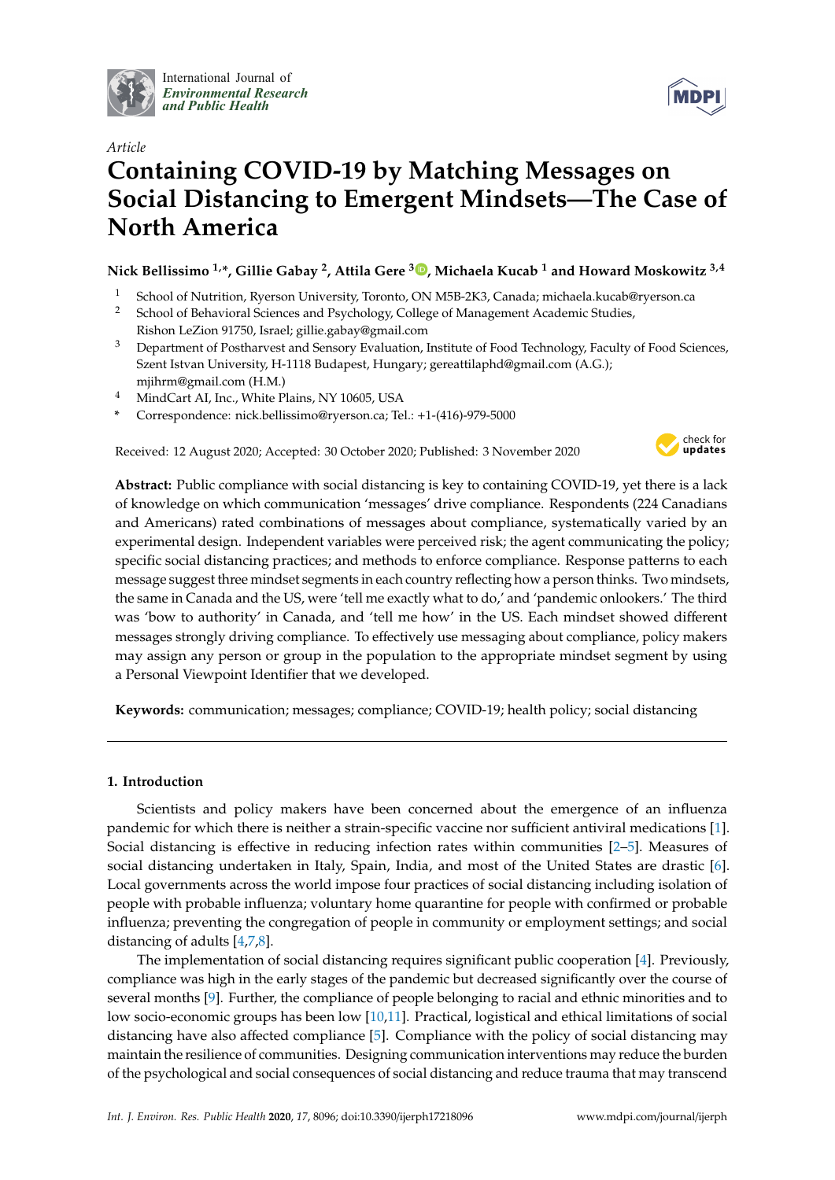International Journal of
*Environmental Research and Public Health*

*Article*

# Containing COVID-19 by Matching Messages on Social Distancing to Emergent Mindsets—The Case of North America

**Nick Bellissimo [1,*], Gillie Gabay [2], Attila Gere [3], Michaela Kucab [1] and Howard Moskowitz [3,4]**

1. School of Nutrition, Ryerson University, Toronto, ON M5B-2K3, Canada; michaela.kucab@ryerson.ca
2. School of Behavioral Sciences and Psychology, College of Management Academic Studies, Rishon LeZion 91750, Israel; gillie.gabay@gmail.com
3. Department of Postharvest and Sensory Evaluation, Institute of Food Technology, Faculty of Food Sciences, Szent Istvan University, H-1118 Budapest, Hungary; gereattilaphd@gmail.com (A.G.); mjihrm@gmail.com (H.M.)
4. MindCart AI, Inc., White Plains, NY 10605, USA

\* Correspondence: nick.bellissimo@ryerson.ca; Tel.: +1-(416)-979-5000

Received: 12 August 2020; Accepted: 30 October 2020; Published: 3 November 2020

**Abstract:** Public compliance with social distancing is key to containing COVID-19, yet there is a lack of knowledge on which communication 'messages' drive compliance. Respondents (224 Canadians and Americans) rated combinations of messages about compliance, systematically varied by an experimental design. Independent variables were perceived risk; the agent communicating the policy; specific social distancing practices; and methods to enforce compliance. Response patterns to each message suggest three mindset segments in each country reflecting how a person thinks. Two mindsets, the same in Canada and the US, were 'tell me exactly what to do,' and 'pandemic onlookers.' The third was 'bow to authority' in Canada, and 'tell me how' in the US. Each mindset showed different messages strongly driving compliance. To effectively use messaging about compliance, policy makers may assign any person or group in the population to the appropriate mindset segment by using a Personal Viewpoint Identifier that we developed.

**Keywords:** communication; messages; compliance; COVID-19; health policy; social distancing

## 1. Introduction

Scientists and policy makers have been concerned about the emergence of an influenza pandemic for which there is neither a strain-specific vaccine nor sufficient antiviral medications [1]. Social distancing is effective in reducing infection rates within communities [2–5]. Measures of social distancing undertaken in Italy, Spain, India, and most of the United States are drastic [6]. Local governments across the world impose four practices of social distancing including isolation of people with probable influenza; voluntary home quarantine for people with confirmed or probable influenza; preventing the congregation of people in community or employment settings; and social distancing of adults [4,7,8].

The implementation of social distancing requires significant public cooperation [4]. Previously, compliance was high in the early stages of the pandemic but decreased significantly over the course of several months [9]. Further, the compliance of people belonging to racial and ethnic minorities and to low socio-economic groups has been low [10,11]. Practical, logistical and ethical limitations of social distancing have also affected compliance [5]. Compliance with the policy of social distancing may maintain the resilience of communities. Designing communication interventions may reduce the burden of the psychological and social consequences of social distancing and reduce trauma that may transcend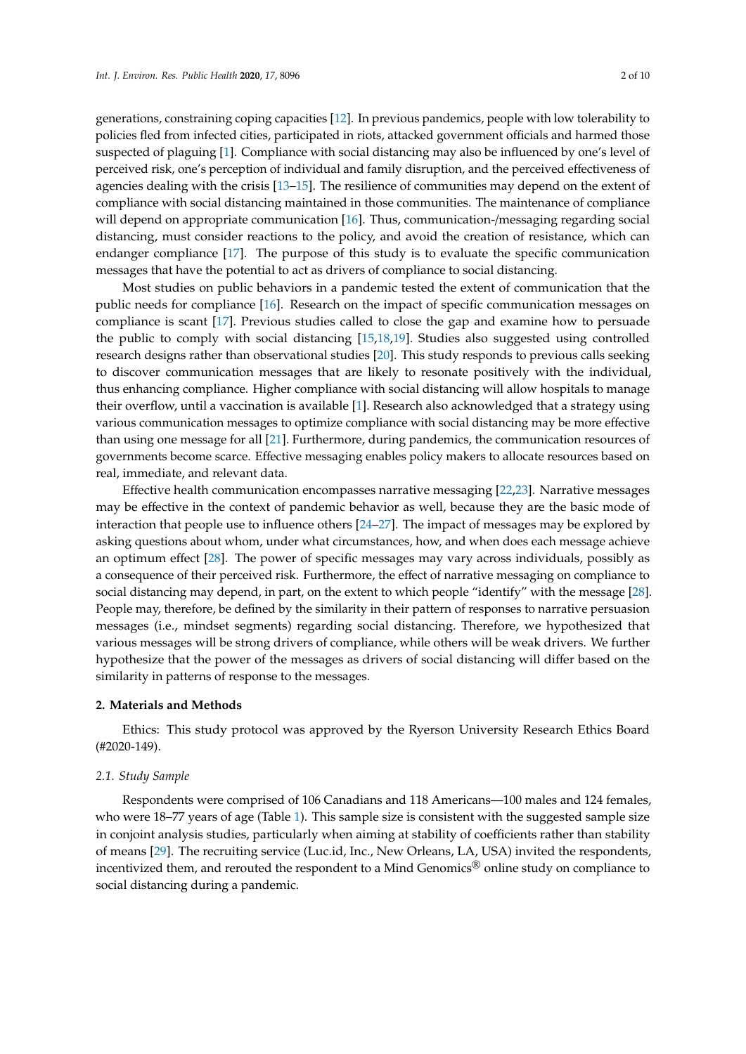generations, constraining coping capacities [12]. In previous pandemics, people with low tolerability to policies fled from infected cities, participated in riots, attacked government officials and harmed those suspected of plaguing [1]. Compliance with social distancing may also be influenced by one's level of perceived risk, one's perception of individual and family disruption, and the perceived effectiveness of agencies dealing with the crisis [13–15]. The resilience of communities may depend on the extent of compliance with social distancing maintained in those communities. The maintenance of compliance will depend on appropriate communication [16]. Thus, communication-/messaging regarding social distancing, must consider reactions to the policy, and avoid the creation of resistance, which can endanger compliance [17]. The purpose of this study is to evaluate the specific communication messages that have the potential to act as drivers of compliance to social distancing.

Most studies on public behaviors in a pandemic tested the extent of communication that the public needs for compliance [16]. Research on the impact of specific communication messages on compliance is scant [17]. Previous studies called to close the gap and examine how to persuade the public to comply with social distancing [15,18,19]. Studies also suggested using controlled research designs rather than observational studies [20]. This study responds to previous calls seeking to discover communication messages that are likely to resonate positively with the individual, thus enhancing compliance. Higher compliance with social distancing will allow hospitals to manage their overflow, until a vaccination is available [1]. Research also acknowledged that a strategy using various communication messages to optimize compliance with social distancing may be more effective than using one message for all [21]. Furthermore, during pandemics, the communication resources of governments become scarce. Effective messaging enables policy makers to allocate resources based on real, immediate, and relevant data.

Effective health communication encompasses narrative messaging [22,23]. Narrative messages may be effective in the context of pandemic behavior as well, because they are the basic mode of interaction that people use to influence others [24–27]. The impact of messages may be explored by asking questions about whom, under what circumstances, how, and when does each message achieve an optimum effect [28]. The power of specific messages may vary across individuals, possibly as a consequence of their perceived risk. Furthermore, the effect of narrative messaging on compliance to social distancing may depend, in part, on the extent to which people "identify" with the message [28]. People may, therefore, be defined by the similarity in their pattern of responses to narrative persuasion messages (i.e., mindset segments) regarding social distancing. Therefore, we hypothesized that various messages will be strong drivers of compliance, while others will be weak drivers. We further hypothesize that the power of the messages as drivers of social distancing will differ based on the similarity in patterns of response to the messages.

## 2. Materials and Methods

Ethics: This study protocol was approved by the Ryerson University Research Ethics Board (#2020-149).

### *2.1. Study Sample*

Respondents were comprised of 106 Canadians and 118 Americans—100 males and 124 females, who were 18–77 years of age (Table 1). This sample size is consistent with the suggested sample size in conjoint analysis studies, particularly when aiming at stability of coefficients rather than stability of means [29]. The recruiting service (Luc.id, Inc., New Orleans, LA, USA) invited the respondents, incentivized them, and rerouted the respondent to a Mind Genomics® online study on compliance to social distancing during a pandemic.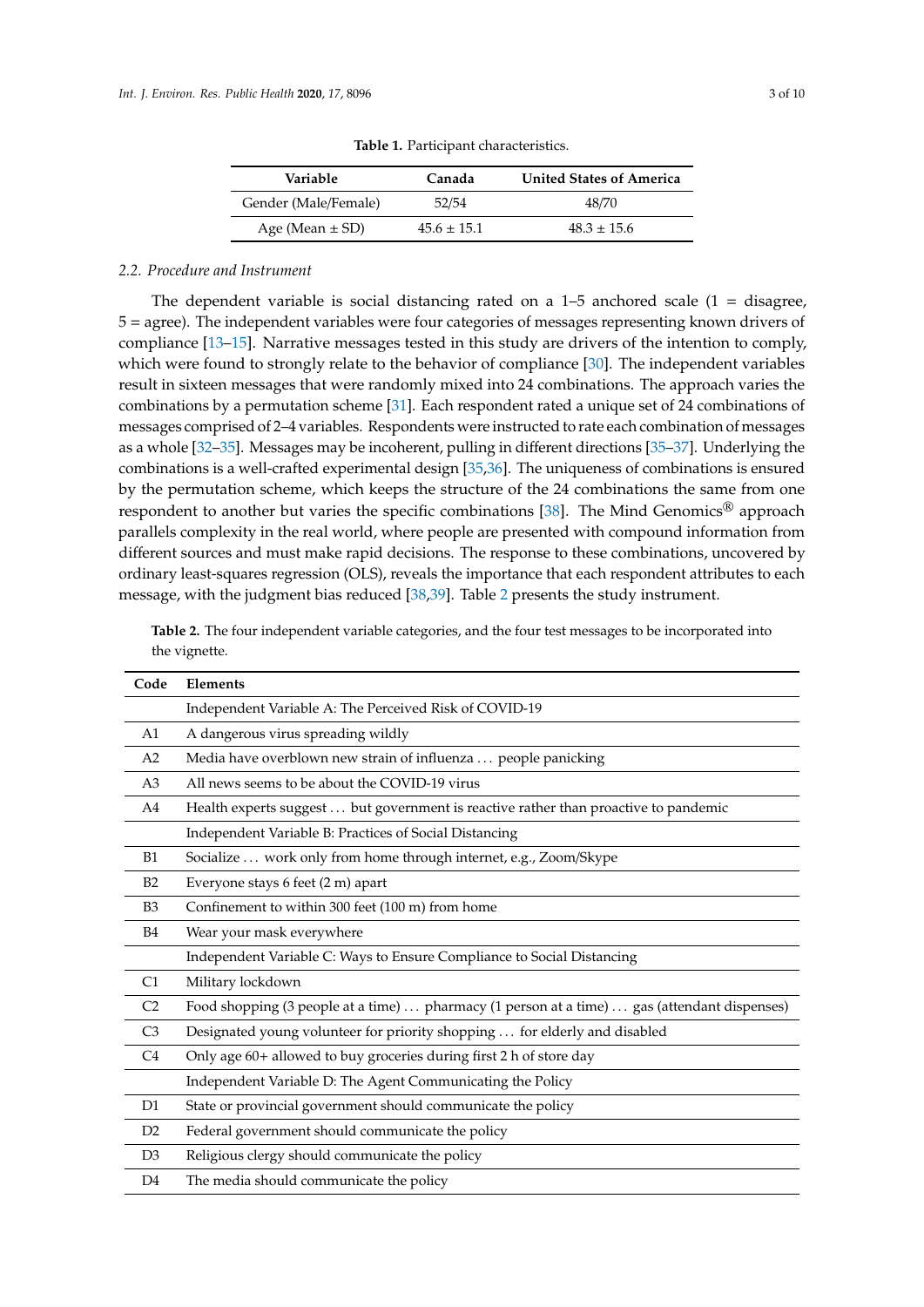**Table 1.** Participant characteristics.

| Variable | Canada | United States of America |
|---|---|---|
| Gender (Male/Female) | 52/54 | 48/70 |
| Age (Mean ± SD) | 45.6 ± 15.1 | 48.3 ± 15.6 |

### 2.2. Procedure and Instrument

The dependent variable is social distancing rated on a 1–5 anchored scale (1 = disagree, 5 = agree). The independent variables were four categories of messages representing known drivers of compliance [13–15]. Narrative messages tested in this study are drivers of the intention to comply, which were found to strongly relate to the behavior of compliance [30]. The independent variables result in sixteen messages that were randomly mixed into 24 combinations. The approach varies the combinations by a permutation scheme [31]. Each respondent rated a unique set of 24 combinations of messages comprised of 2–4 variables. Respondents were instructed to rate each combination of messages as a whole [32–35]. Messages may be incoherent, pulling in different directions [35–37]. Underlying the combinations is a well-crafted experimental design [35,36]. The uniqueness of combinations is ensured by the permutation scheme, which keeps the structure of the 24 combinations the same from one respondent to another but varies the specific combinations [38]. The Mind Genomics® approach parallels complexity in the real world, where people are presented with compound information from different sources and must make rapid decisions. The response to these combinations, uncovered by ordinary least-squares regression (OLS), reveals the importance that each respondent attributes to each message, with the judgment bias reduced [38,39]. Table 2 presents the study instrument.

**Table 2.** The four independent variable categories, and the four test messages to be incorporated into the vignette.

| Code | Elements |
|---|---|
| | Independent Variable A: The Perceived Risk of COVID-19 |
| A1 | A dangerous virus spreading wildly |
| A2 | Media have overblown new strain of influenza ... people panicking |
| A3 | All news seems to be about the COVID-19 virus |
| A4 | Health experts suggest ... but government is reactive rather than proactive to pandemic |
| | Independent Variable B: Practices of Social Distancing |
| B1 | Socialize ... work only from home through internet, e.g., Zoom/Skype |
| B2 | Everyone stays 6 feet (2 m) apart |
| B3 | Confinement to within 300 feet (100 m) from home |
| B4 | Wear your mask everywhere |
| | Independent Variable C: Ways to Ensure Compliance to Social Distancing |
| C1 | Military lockdown |
| C2 | Food shopping (3 people at a time) ... pharmacy (1 person at a time) ... gas (attendant dispenses) |
| C3 | Designated young volunteer for priority shopping ... for elderly and disabled |
| C4 | Only age 60+ allowed to buy groceries during first 2 h of store day |
| | Independent Variable D: The Agent Communicating the Policy |
| D1 | State or provincial government should communicate the policy |
| D2 | Federal government should communicate the policy |
| D3 | Religious clergy should communicate the policy |
| D4 | The media should communicate the policy |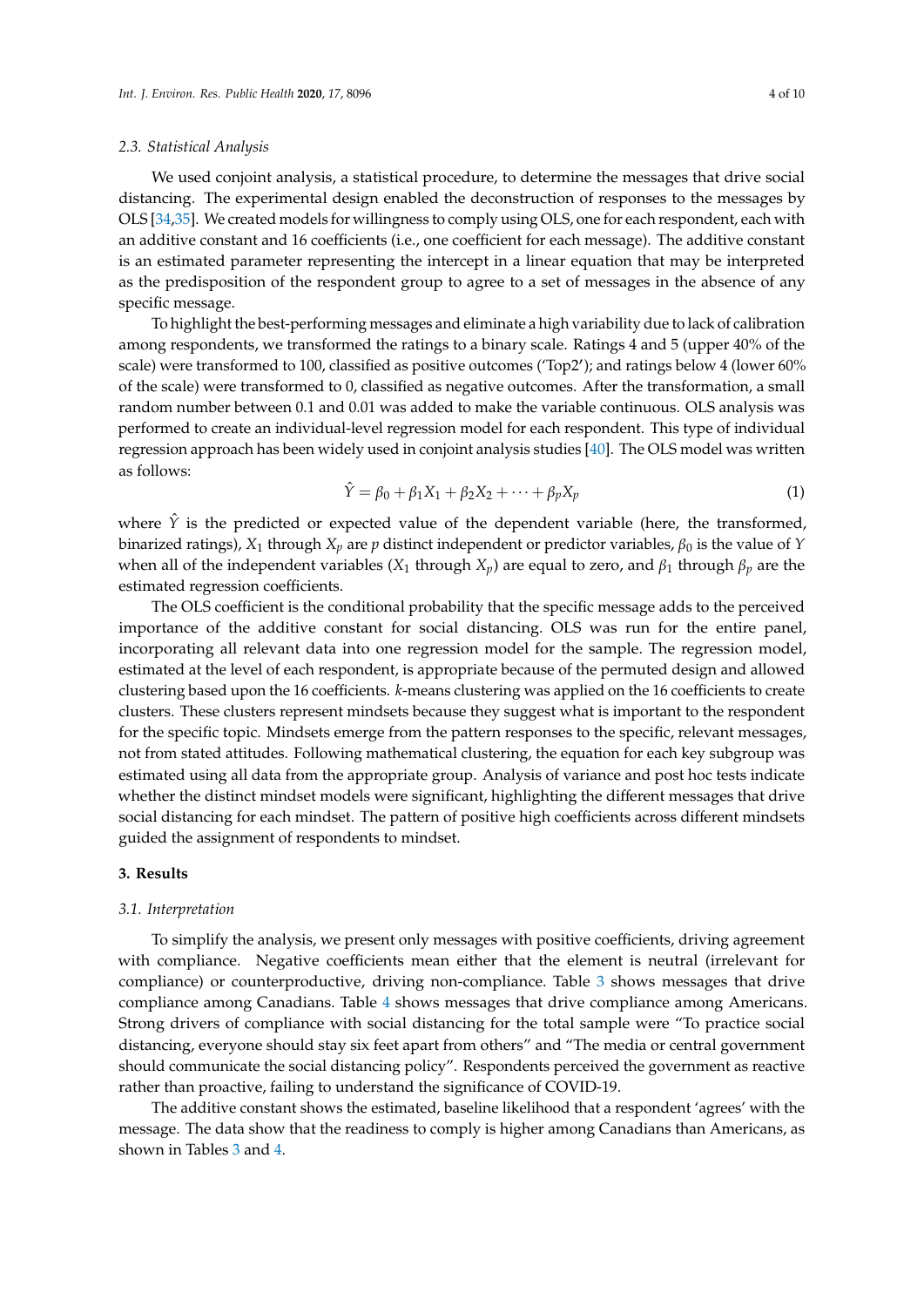### 2.3. Statistical Analysis

We used conjoint analysis, a statistical procedure, to determine the messages that drive social distancing. The experimental design enabled the deconstruction of responses to the messages by OLS [34,35]. We created models for willingness to comply using OLS, one for each respondent, each with an additive constant and 16 coefficients (i.e., one coefficient for each message). The additive constant is an estimated parameter representing the intercept in a linear equation that may be interpreted as the predisposition of the respondent group to agree to a set of messages in the absence of any specific message.

To highlight the best-performing messages and eliminate a high variability due to lack of calibration among respondents, we transformed the ratings to a binary scale. Ratings 4 and 5 (upper 40% of the scale) were transformed to 100, classified as positive outcomes ('Top2'); and ratings below 4 (lower 60% of the scale) were transformed to 0, classified as negative outcomes. After the transformation, a small random number between 0.1 and 0.01 was added to make the variable continuous. OLS analysis was performed to create an individual-level regression model for each respondent. This type of individual regression approach has been widely used in conjoint analysis studies [40]. The OLS model was written as follows:

$$\hat{Y} = \beta_0 + \beta_1 X_1 + \beta_2 X_2 + \cdots + \beta_p X_p \tag{1}$$

where $\hat{Y}$ is the predicted or expected value of the dependent variable (here, the transformed, binarized ratings), $X_1$ through $X_p$ are $p$ distinct independent or predictor variables, $\beta_0$ is the value of $Y$ when all of the independent variables ($X_1$ through $X_p$) are equal to zero, and $\beta_1$ through $\beta_p$ are the estimated regression coefficients.

The OLS coefficient is the conditional probability that the specific message adds to the perceived importance of the additive constant for social distancing. OLS was run for the entire panel, incorporating all relevant data into one regression model for the sample. The regression model, estimated at the level of each respondent, is appropriate because of the permuted design and allowed clustering based upon the 16 coefficients. *k*-means clustering was applied on the 16 coefficients to create clusters. These clusters represent mindsets because they suggest what is important to the respondent for the specific topic. Mindsets emerge from the pattern responses to the specific, relevant messages, not from stated attitudes. Following mathematical clustering, the equation for each key subgroup was estimated using all data from the appropriate group. Analysis of variance and post hoc tests indicate whether the distinct mindset models were significant, highlighting the different messages that drive social distancing for each mindset. The pattern of positive high coefficients across different mindsets guided the assignment of respondents to mindset.

## 3. Results

### 3.1. Interpretation

To simplify the analysis, we present only messages with positive coefficients, driving agreement with compliance. Negative coefficients mean either that the element is neutral (irrelevant for compliance) or counterproductive, driving non-compliance. Table 3 shows messages that drive compliance among Canadians. Table 4 shows messages that drive compliance among Americans. Strong drivers of compliance with social distancing for the total sample were "To practice social distancing, everyone should stay six feet apart from others" and "The media or central government should communicate the social distancing policy". Respondents perceived the government as reactive rather than proactive, failing to understand the significance of COVID-19.

The additive constant shows the estimated, baseline likelihood that a respondent 'agrees' with the message. The data show that the readiness to comply is higher among Canadians than Americans, as shown in Tables 3 and 4.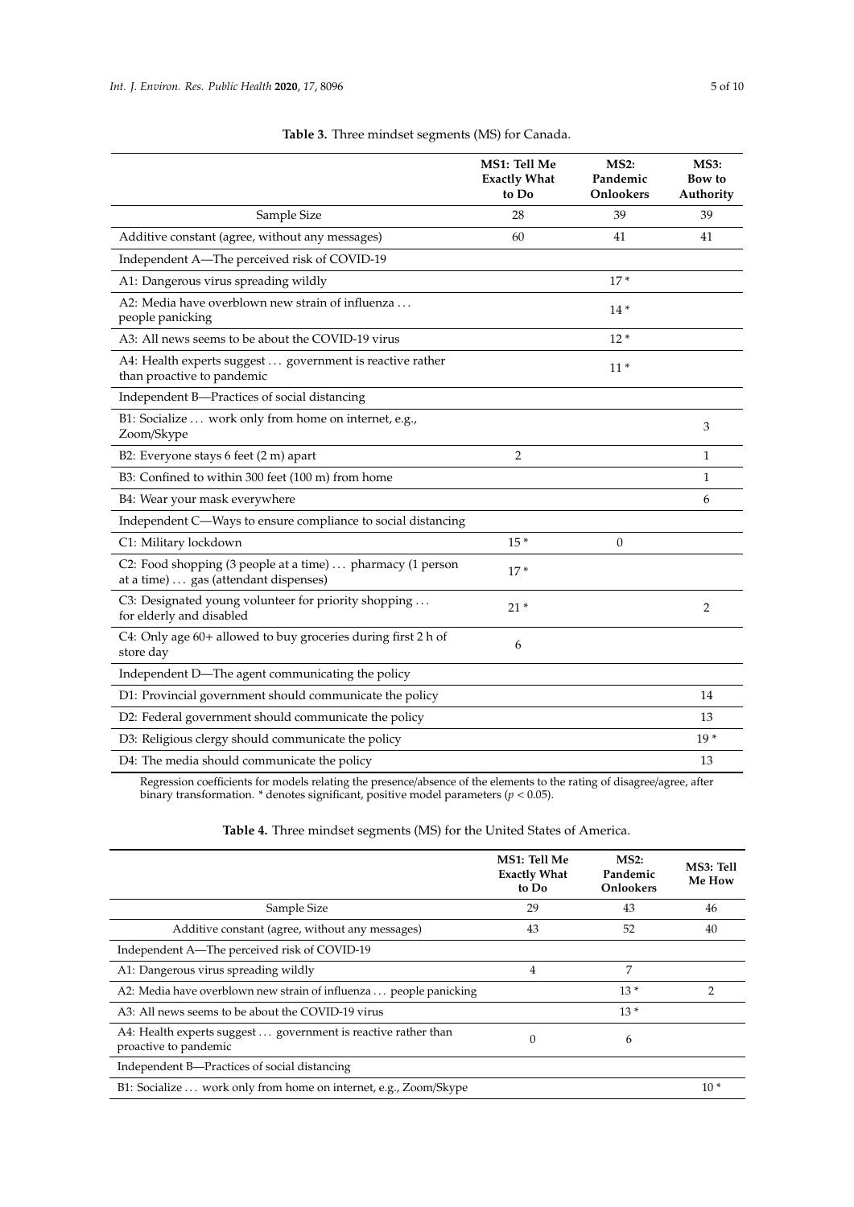**Table 3.** Three mindset segments (MS) for Canada.

| | MS1: Tell Me Exactly What to Do | MS2: Pandemic Onlookers | MS3: Bow to Authority |
|---|---|---|---|
| Sample Size | 28 | 39 | 39 |
| Additive constant (agree, without any messages) | 60 | 41 | 41 |
| Independent A—The perceived risk of COVID-19 | | | |
| A1: Dangerous virus spreading wildly | | 17 * | |
| A2: Media have overblown new strain of influenza … people panicking | | 14 * | |
| A3: All news seems to be about the COVID-19 virus | | 12 * | |
| A4: Health experts suggest … government is reactive rather than proactive to pandemic | | 11 * | |
| Independent B—Practices of social distancing | | | |
| B1: Socialize … work only from home on internet, e.g., Zoom/Skype | | | 3 |
| B2: Everyone stays 6 feet (2 m) apart | 2 | | 1 |
| B3: Confined to within 300 feet (100 m) from home | | | 1 |
| B4: Wear your mask everywhere | | | 6 |
| Independent C—Ways to ensure compliance to social distancing | | | |
| C1: Military lockdown | 15 * | 0 | |
| C2: Food shopping (3 people at a time) … pharmacy (1 person at a time) … gas (attendant dispenses) | 17 * | | |
| C3: Designated young volunteer for priority shopping … for elderly and disabled | 21 * | | 2 |
| C4: Only age 60+ allowed to buy groceries during first 2 h of store day | 6 | | |
| Independent D—The agent communicating the policy | | | |
| D1: Provincial government should communicate the policy | | | 14 |
| D2: Federal government should communicate the policy | | | 13 |
| D3: Religious clergy should communicate the policy | | | 19 * |
| D4: The media should communicate the policy | | | 13 |

Regression coefficients for models relating the presence/absence of the elements to the rating of disagree/agree, after binary transformation. * denotes significant, positive model parameters ($p < 0.05$).

**Table 4.** Three mindset segments (MS) for the United States of America.

| | MS1: Tell Me Exactly What to Do | MS2: Pandemic Onlookers | MS3: Tell Me How |
|---|---|---|---|
| Sample Size | 29 | 43 | 46 |
| Additive constant (agree, without any messages) | 43 | 52 | 40 |
| Independent A—The perceived risk of COVID-19 | | | |
| A1: Dangerous virus spreading wildly | 4 | 7 | |
| A2: Media have overblown new strain of influenza … people panicking | | 13 * | 2 |
| A3: All news seems to be about the COVID-19 virus | | 13 * | |
| A4: Health experts suggest … government is reactive rather than proactive to pandemic | 0 | 6 | |
| Independent B—Practices of social distancing | | | |
| B1: Socialize … work only from home on internet, e.g., Zoom/Skype | | | 10 * |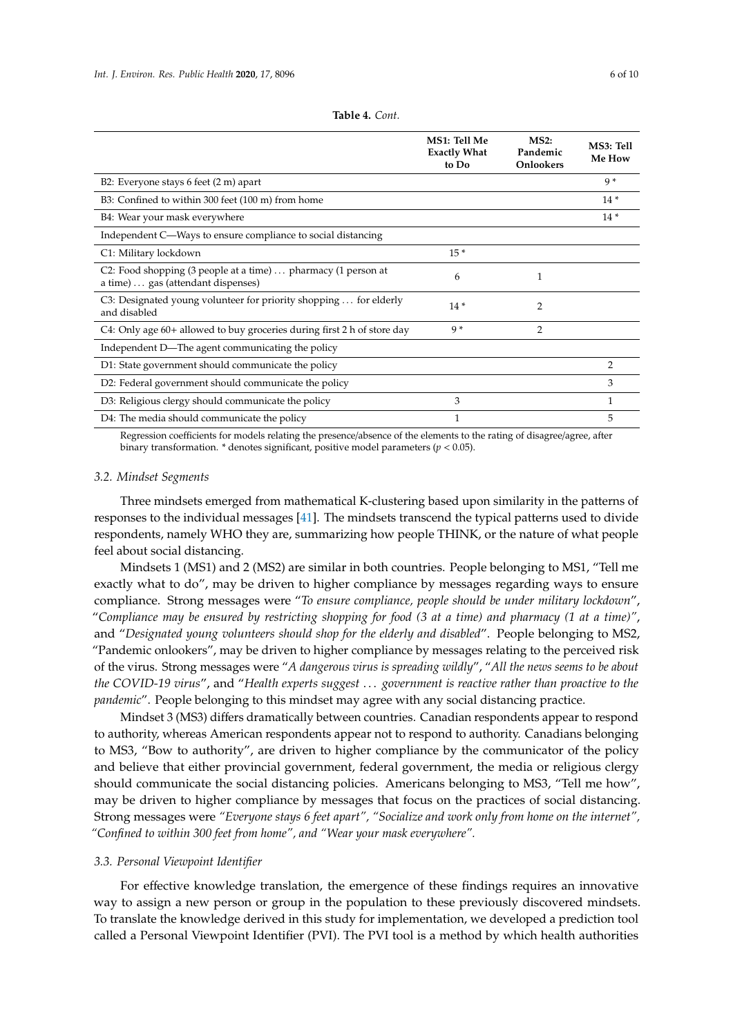**Table 4.** *Cont.*

| | MS1: Tell Me Exactly What to Do | MS2: Pandemic Onlookers | MS3: Tell Me How |
|---|---|---|---|
| B2: Everyone stays 6 feet (2 m) apart | | | 9 * |
| B3: Confined to within 300 feet (100 m) from home | | | 14 * |
| B4: Wear your mask everywhere | | | 14 * |
| Independent C—Ways to ensure compliance to social distancing | | | |
| C1: Military lockdown | 15 * | | |
| C2: Food shopping (3 people at a time) … pharmacy (1 person at a time) … gas (attendant dispenses) | 6 | 1 | |
| C3: Designated young volunteer for priority shopping … for elderly and disabled | 14 * | 2 | |
| C4: Only age 60+ allowed to buy groceries during first 2 h of store day | 9 * | 2 | |
| Independent D—The agent communicating the policy | | | |
| D1: State government should communicate the policy | | | 2 |
| D2: Federal government should communicate the policy | | | 3 |
| D3: Religious clergy should communicate the policy | 3 | | 1 |
| D4: The media should communicate the policy | 1 | | 5 |

Regression coefficients for models relating the presence/absence of the elements to the rating of disagree/agree, after binary transformation. * denotes significant, positive model parameters ($p < 0.05$).

### 3.2. Mindset Segments

Three mindsets emerged from mathematical K-clustering based upon similarity in the patterns of responses to the individual messages [41]. The mindsets transcend the typical patterns used to divide respondents, namely WHO they are, summarizing how people THINK, or the nature of what people feel about social distancing.

Mindsets 1 (MS1) and 2 (MS2) are similar in both countries. People belonging to MS1, "Tell me exactly what to do", may be driven to higher compliance by messages regarding ways to ensure compliance. Strong messages were "*To ensure compliance, people should be under military lockdown*", "*Compliance may be ensured by restricting shopping for food (3 at a time) and pharmacy (1 at a time)*", and "*Designated young volunteers should shop for the elderly and disabled*". People belonging to MS2, "Pandemic onlookers", may be driven to higher compliance by messages relating to the perceived risk of the virus. Strong messages were "*A dangerous virus is spreading wildly*", "*All the news seems to be about the COVID-19 virus*", and "*Health experts suggest … government is reactive rather than proactive to the pandemic*". People belonging to this mindset may agree with any social distancing practice.

Mindset 3 (MS3) differs dramatically between countries. Canadian respondents appear to respond to authority, whereas American respondents appear not to respond to authority. Canadians belonging to MS3, "Bow to authority", are driven to higher compliance by the communicator of the policy and believe that either provincial government, federal government, the media or religious clergy should communicate the social distancing policies. Americans belonging to MS3, "Tell me how", may be driven to higher compliance by messages that focus on the practices of social distancing. Strong messages were *"Everyone stays 6 feet apart", "Socialize and work only from home on the internet", "Confined to within 300 feet from home", and "Wear your mask everywhere".*

### 3.3. Personal Viewpoint Identifier

For effective knowledge translation, the emergence of these findings requires an innovative way to assign a new person or group in the population to these previously discovered mindsets. To translate the knowledge derived in this study for implementation, we developed a prediction tool called a Personal Viewpoint Identifier (PVI). The PVI tool is a method by which health authorities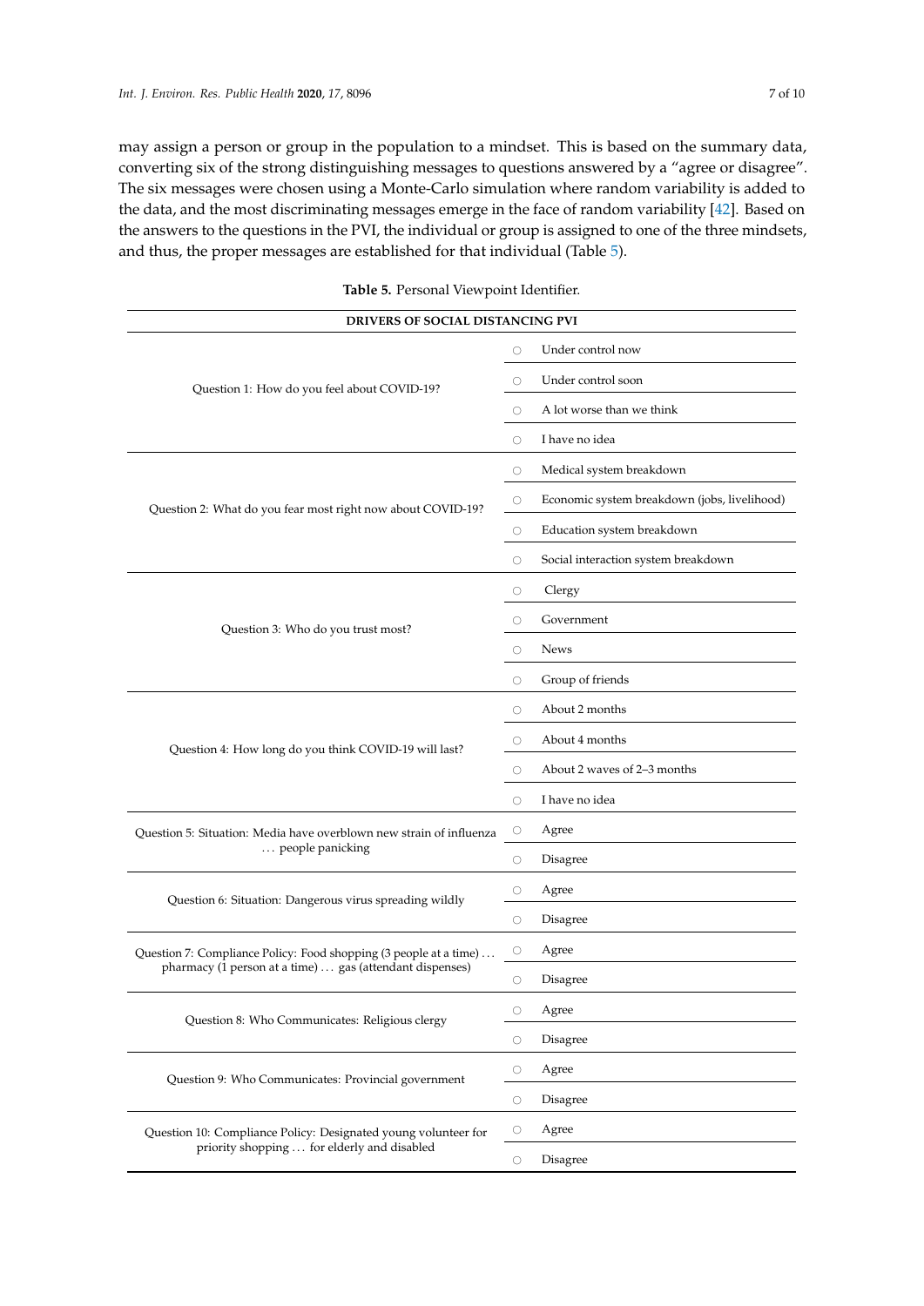may assign a person or group in the population to a mindset. This is based on the summary data, converting six of the strong distinguishing messages to questions answered by a "agree or disagree". The six messages were chosen using a Monte-Carlo simulation where random variability is added to the data, and the most discriminating messages emerge in the face of random variability [42]. Based on the answers to the questions in the PVI, the individual or group is assigned to one of the three mindsets, and thus, the proper messages are established for that individual (Table 5).

**Table 5.** Personal Viewpoint Identifier.

| DRIVERS OF SOCIAL DISTANCING PVI | |
|---|---|
| Question 1: How do you feel about COVID-19? | ○ Under control now |
| | ○ Under control soon |
| | ○ A lot worse than we think |
| | ○ I have no idea |
| Question 2: What do you fear most right now about COVID-19? | ○ Medical system breakdown |
| | ○ Economic system breakdown (jobs, livelihood) |
| | ○ Education system breakdown |
| | ○ Social interaction system breakdown |
| Question 3: Who do you trust most? | ○ Clergy |
| | ○ Government |
| | ○ News |
| | ○ Group of friends |
| Question 4: How long do you think COVID-19 will last? | ○ About 2 months |
| | ○ About 4 months |
| | ○ About 2 waves of 2–3 months |
| | ○ I have no idea |
| Question 5: Situation: Media have overblown new strain of influenza … people panicking | ○ Agree |
| | ○ Disagree |
| Question 6: Situation: Dangerous virus spreading wildly | ○ Agree |
| | ○ Disagree |
| Question 7: Compliance Policy: Food shopping (3 people at a time) … pharmacy (1 person at a time) … gas (attendant dispenses) | ○ Agree |
| | ○ Disagree |
| Question 8: Who Communicates: Religious clergy | ○ Agree |
| | ○ Disagree |
| Question 9: Who Communicates: Provincial government | ○ Agree |
| | ○ Disagree |
| Question 10: Compliance Policy: Designated young volunteer for priority shopping … for elderly and disabled | ○ Agree |
| | ○ Disagree |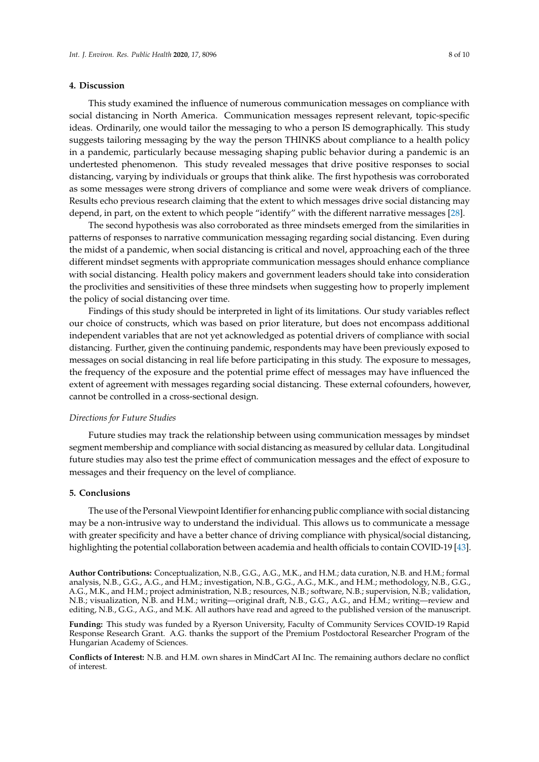## 4. Discussion

This study examined the influence of numerous communication messages on compliance with social distancing in North America. Communication messages represent relevant, topic-specific ideas. Ordinarily, one would tailor the messaging to who a person IS demographically. This study suggests tailoring messaging by the way the person THINKS about compliance to a health policy in a pandemic, particularly because messaging shaping public behavior during a pandemic is an undertested phenomenon. This study revealed messages that drive positive responses to social distancing, varying by individuals or groups that think alike. The first hypothesis was corroborated as some messages were strong drivers of compliance and some were weak drivers of compliance. Results echo previous research claiming that the extent to which messages drive social distancing may depend, in part, on the extent to which people "identify" with the different narrative messages [28].

The second hypothesis was also corroborated as three mindsets emerged from the similarities in patterns of responses to narrative communication messaging regarding social distancing. Even during the midst of a pandemic, when social distancing is critical and novel, approaching each of the three different mindset segments with appropriate communication messages should enhance compliance with social distancing. Health policy makers and government leaders should take into consideration the proclivities and sensitivities of these three mindsets when suggesting how to properly implement the policy of social distancing over time.

Findings of this study should be interpreted in light of its limitations. Our study variables reflect our choice of constructs, which was based on prior literature, but does not encompass additional independent variables that are not yet acknowledged as potential drivers of compliance with social distancing. Further, given the continuing pandemic, respondents may have been previously exposed to messages on social distancing in real life before participating in this study. The exposure to messages, the frequency of the exposure and the potential prime effect of messages may have influenced the extent of agreement with messages regarding social distancing. These external cofounders, however, cannot be controlled in a cross-sectional design.

*Directions for Future Studies*

Future studies may track the relationship between using communication messages by mindset segment membership and compliance with social distancing as measured by cellular data. Longitudinal future studies may also test the prime effect of communication messages and the effect of exposure to messages and their frequency on the level of compliance.

## 5. Conclusions

The use of the Personal Viewpoint Identifier for enhancing public compliance with social distancing may be a non-intrusive way to understand the individual. This allows us to communicate a message with greater specificity and have a better chance of driving compliance with physical/social distancing, highlighting the potential collaboration between academia and health officials to contain COVID-19 [43].

**Author Contributions:** Conceptualization, N.B., G.G., A.G., M.K., and H.M.; data curation, N.B. and H.M.; formal analysis, N.B., G.G., A.G., and H.M.; investigation, N.B., G.G., A.G., M.K., and H.M.; methodology, N.B., G.G., A.G., M.K., and H.M.; project administration, N.B.; resources, N.B.; software, N.B.; supervision, N.B.; validation, N.B.; visualization, N.B. and H.M.; writing—original draft, N.B., G.G., A.G., and H.M.; writing—review and editing, N.B., G.G., A.G., and M.K. All authors have read and agreed to the published version of the manuscript.

**Funding:** This study was funded by a Ryerson University, Faculty of Community Services COVID-19 Rapid Response Research Grant. A.G. thanks the support of the Premium Postdoctoral Researcher Program of the Hungarian Academy of Sciences.

**Conflicts of Interest:** N.B. and H.M. own shares in MindCart AI Inc. The remaining authors declare no conflict of interest.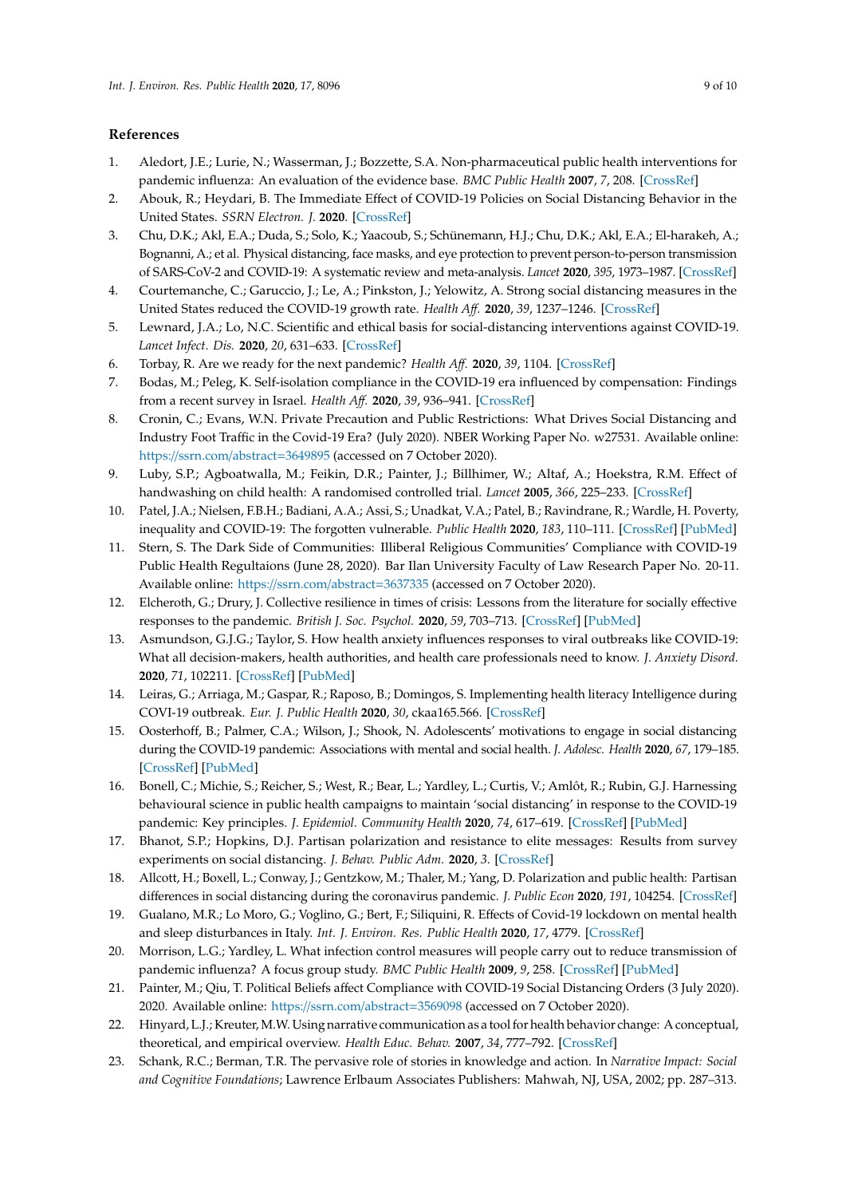## References

1. Aledort, J.E.; Lurie, N.; Wasserman, J.; Bozzette, S.A. Non-pharmaceutical public health interventions for pandemic influenza: An evaluation of the evidence base. *BMC Public Health* **2007**, *7*, 208. [CrossRef]
2. Abouk, R.; Heydari, B. The Immediate Effect of COVID-19 Policies on Social Distancing Behavior in the United States. *SSRN Electron. J.* **2020**. [CrossRef]
3. Chu, D.K.; Akl, E.A.; Duda, S.; Solo, K.; Yaacoub, S.; Schünemann, H.J.; Chu, D.K.; Akl, E.A.; El-harakeh, A.; Bognanni, A.; et al. Physical distancing, face masks, and eye protection to prevent person-to-person transmission of SARS-CoV-2 and COVID-19: A systematic review and meta-analysis. *Lancet* **2020**, *395*, 1973–1987. [CrossRef]
4. Courtemanche, C.; Garuccio, J.; Le, A.; Pinkston, J.; Yelowitz, A. Strong social distancing measures in the United States reduced the COVID-19 growth rate. *Health Aff.* **2020**, *39*, 1237–1246. [CrossRef]
5. Lewnard, J.A.; Lo, N.C. Scientific and ethical basis for social-distancing interventions against COVID-19. *Lancet Infect. Dis.* **2020**, *20*, 631–633. [CrossRef]
6. Torbay, R. Are we ready for the next pandemic? *Health Aff.* **2020**, *39*, 1104. [CrossRef]
7. Bodas, M.; Peleg, K. Self-isolation compliance in the COVID-19 era influenced by compensation: Findings from a recent survey in Israel. *Health Aff.* **2020**, *39*, 936–941. [CrossRef]
8. Cronin, C.; Evans, W.N. Private Precaution and Public Restrictions: What Drives Social Distancing and Industry Foot Traffic in the Covid-19 Era? (July 2020). NBER Working Paper No. w27531. Available online: https://ssrn.com/abstract=3649895 (accessed on 7 October 2020).
9. Luby, S.P.; Agboatwalla, M.; Feikin, D.R.; Painter, J.; Billhimer, W.; Altaf, A.; Hoekstra, R.M. Effect of handwashing on child health: A randomised controlled trial. *Lancet* **2005**, *366*, 225–233. [CrossRef]
10. Patel, J.A.; Nielsen, F.B.H.; Badiani, A.A.; Assi, S.; Unadkat, V.A.; Patel, B.; Ravindrane, R.; Wardle, H. Poverty, inequality and COVID-19: The forgotten vulnerable. *Public Health* **2020**, *183*, 110–111. [CrossRef] [PubMed]
11. Stern, S. The Dark Side of Communities: Illiberal Religious Communities' Compliance with COVID-19 Public Health Regultaions (June 28, 2020). Bar Ilan University Faculty of Law Research Paper No. 20-11. Available online: https://ssrn.com/abstract=3637335 (accessed on 7 October 2020).
12. Elcheroth, G.; Drury, J. Collective resilience in times of crisis: Lessons from the literature for socially effective responses to the pandemic. *British J. Soc. Psychol.* **2020**, *59*, 703–713. [CrossRef] [PubMed]
13. Asmundson, G.J.G.; Taylor, S. How health anxiety influences responses to viral outbreaks like COVID-19: What all decision-makers, health authorities, and health care professionals need to know. *J. Anxiety Disord.* **2020**, *71*, 102211. [CrossRef] [PubMed]
14. Leiras, G.; Arriaga, M.; Gaspar, R.; Raposo, B.; Domingos, S. Implementing health literacy Intelligence during COVI-19 outbreak. *Eur. J. Public Health* **2020**, *30*, ckaa165.566. [CrossRef]
15. Oosterhoff, B.; Palmer, C.A.; Wilson, J.; Shook, N. Adolescents' motivations to engage in social distancing during the COVID-19 pandemic: Associations with mental and social health. *J. Adolesc. Health* **2020**, *67*, 179–185. [CrossRef] [PubMed]
16. Bonell, C.; Michie, S.; Reicher, S.; West, R.; Bear, L.; Yardley, L.; Curtis, V.; Amlôt, R.; Rubin, G.J. Harnessing behavioural science in public health campaigns to maintain 'social distancing' in response to the COVID-19 pandemic: Key principles. *J. Epidemiol. Community Health* **2020**, *74*, 617–619. [CrossRef] [PubMed]
17. Bhanot, S.P.; Hopkins, D.J. Partisan polarization and resistance to elite messages: Results from survey experiments on social distancing. *J. Behav. Public Adm.* **2020**, *3*. [CrossRef]
18. Allcott, H.; Boxell, L.; Conway, J.; Gentzkow, M.; Thaler, M.; Yang, D. Polarization and public health: Partisan differences in social distancing during the coronavirus pandemic. *J. Public Econ* **2020**, *191*, 104254. [CrossRef]
19. Gualano, M.R.; Lo Moro, G.; Voglino, G.; Bert, F.; Siliquini, R. Effects of Covid-19 lockdown on mental health and sleep disturbances in Italy. *Int. J. Environ. Res. Public Health* **2020**, *17*, 4779. [CrossRef]
20. Morrison, L.G.; Yardley, L. What infection control measures will people carry out to reduce transmission of pandemic influenza? A focus group study. *BMC Public Health* **2009**, *9*, 258. [CrossRef] [PubMed]
21. Painter, M.; Qiu, T. Political Beliefs affect Compliance with COVID-19 Social Distancing Orders (3 July 2020). 2020. Available online: https://ssrn.com/abstract=3569098 (accessed on 7 October 2020).
22. Hinyard, L.J.; Kreuter, M.W. Using narrative communication as a tool for health behavior change: A conceptual, theoretical, and empirical overview. *Health Educ. Behav.* **2007**, *34*, 777–792. [CrossRef]
23. Schank, R.C.; Berman, T.R. The pervasive role of stories in knowledge and action. In *Narrative Impact: Social and Cognitive Foundations*; Lawrence Erlbaum Associates Publishers: Mahwah, NJ, USA, 2002; pp. 287–313.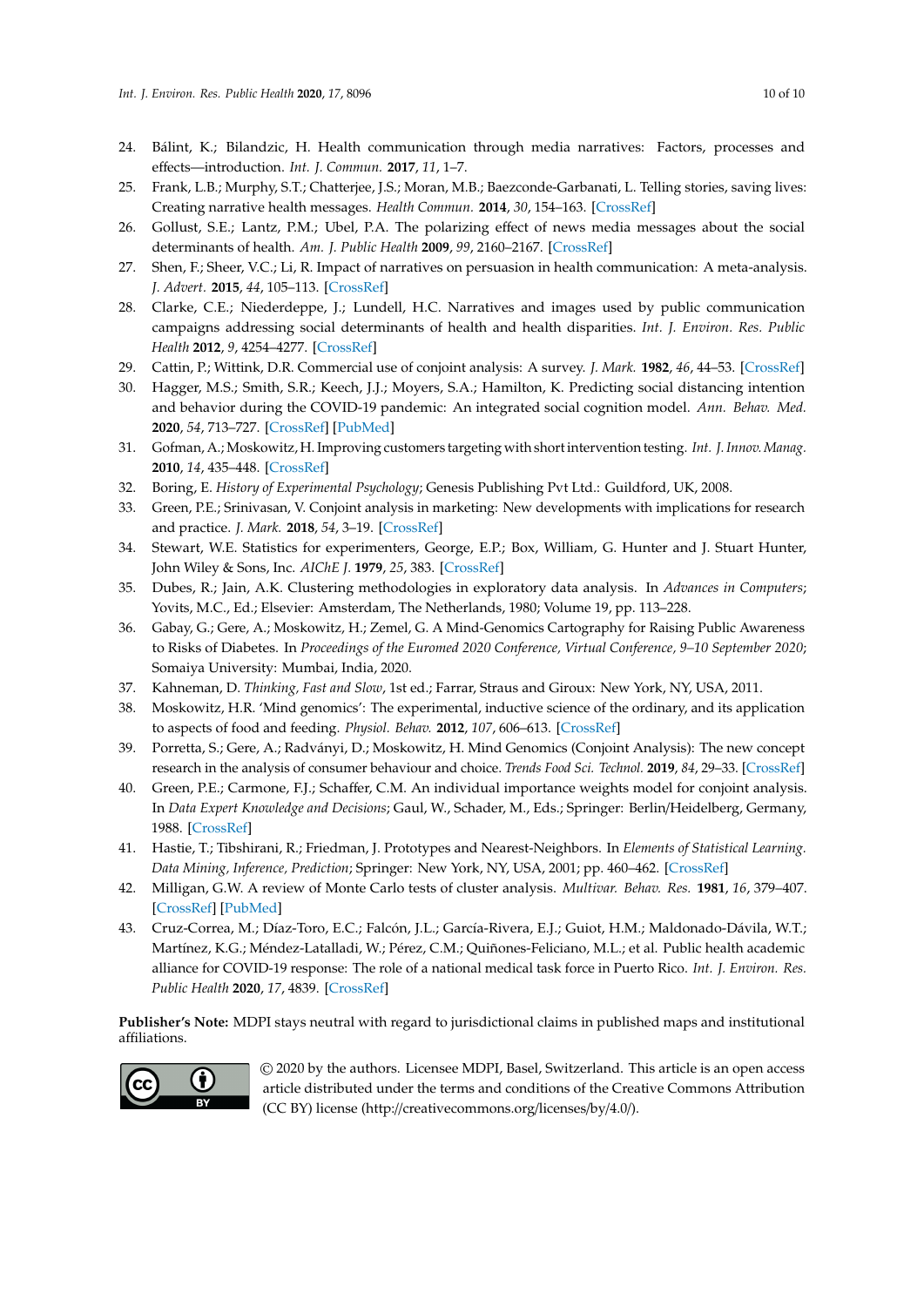24. Bálint, K.; Bilandzic, H. Health communication through media narratives: Factors, processes and effects—introduction. *Int. J. Commun.* **2017**, *11*, 1–7.
25. Frank, L.B.; Murphy, S.T.; Chatterjee, J.S.; Moran, M.B.; Baezconde-Garbanati, L. Telling stories, saving lives: Creating narrative health messages. *Health Commun.* **2014**, *30*, 154–163. [CrossRef]
26. Gollust, S.E.; Lantz, P.M.; Ubel, P.A. The polarizing effect of news media messages about the social determinants of health. *Am. J. Public Health* **2009**, *99*, 2160–2167. [CrossRef]
27. Shen, F.; Sheer, V.C.; Li, R. Impact of narratives on persuasion in health communication: A meta-analysis. *J. Advert.* **2015**, *44*, 105–113. [CrossRef]
28. Clarke, C.E.; Niederdeppe, J.; Lundell, H.C. Narratives and images used by public communication campaigns addressing social determinants of health and health disparities. *Int. J. Environ. Res. Public Health* **2012**, *9*, 4254–4277. [CrossRef]
29. Cattin, P.; Wittink, D.R. Commercial use of conjoint analysis: A survey. *J. Mark.* **1982**, *46*, 44–53. [CrossRef]
30. Hagger, M.S.; Smith, S.R.; Keech, J.J.; Moyers, S.A.; Hamilton, K. Predicting social distancing intention and behavior during the COVID-19 pandemic: An integrated social cognition model. *Ann. Behav. Med.* **2020**, *54*, 713–727. [CrossRef] [PubMed]
31. Gofman, A.; Moskowitz, H. Improving customers targeting with short intervention testing. *Int. J. Innov. Manag.* **2010**, *14*, 435–448. [CrossRef]
32. Boring, E. *History of Experimental Psychology*; Genesis Publishing Pvt Ltd.: Guildford, UK, 2008.
33. Green, P.E.; Srinivasan, V. Conjoint analysis in marketing: New developments with implications for research and practice. *J. Mark.* **2018**, *54*, 3–19. [CrossRef]
34. Stewart, W.E. Statistics for experimenters, George, E.P.; Box, William, G. Hunter and J. Stuart Hunter, John Wiley & Sons, Inc. *AIChE J.* **1979**, *25*, 383. [CrossRef]
35. Dubes, R.; Jain, A.K. Clustering methodologies in exploratory data analysis. In *Advances in Computers*; Yovits, M.C., Ed.; Elsevier: Amsterdam, The Netherlands, 1980; Volume 19, pp. 113–228.
36. Gabay, G.; Gere, A.; Moskowitz, H.; Zemel, G. A Mind-Genomics Cartography for Raising Public Awareness to Risks of Diabetes. In *Proceedings of the Euromed 2020 Conference, Virtual Conference, 9–10 September 2020*; Somaiya University: Mumbai, India, 2020.
37. Kahneman, D. *Thinking, Fast and Slow*, 1st ed.; Farrar, Straus and Giroux: New York, NY, USA, 2011.
38. Moskowitz, H.R. 'Mind genomics': The experimental, inductive science of the ordinary, and its application to aspects of food and feeding. *Physiol. Behav.* **2012**, *107*, 606–613. [CrossRef]
39. Porretta, S.; Gere, A.; Radványi, D.; Moskowitz, H. Mind Genomics (Conjoint Analysis): The new concept research in the analysis of consumer behaviour and choice. *Trends Food Sci. Technol.* **2019**, *84*, 29–33. [CrossRef]
40. Green, P.E.; Carmone, F.J.; Schaffer, C.M. An individual importance weights model for conjoint analysis. In *Data Expert Knowledge and Decisions*; Gaul, W., Schader, M., Eds.; Springer: Berlin/Heidelberg, Germany, 1988. [CrossRef]
41. Hastie, T.; Tibshirani, R.; Friedman, J. Prototypes and Nearest-Neighbors. In *Elements of Statistical Learning. Data Mining, Inference, Prediction*; Springer: New York, NY, USA, 2001; pp. 460–462. [CrossRef]
42. Milligan, G.W. A review of Monte Carlo tests of cluster analysis. *Multivar. Behav. Res.* **1981**, *16*, 379–407. [CrossRef] [PubMed]
43. Cruz-Correa, M.; Díaz-Toro, E.C.; Falcón, J.L.; García-Rivera, E.J.; Guiot, H.M.; Maldonado-Dávila, W.T.; Martínez, K.G.; Méndez-Latalladi, W.; Pérez, C.M.; Quiñones-Feliciano, M.L.; et al. Public health academic alliance for COVID-19 response: The role of a national medical task force in Puerto Rico. *Int. J. Environ. Res. Public Health* **2020**, *17*, 4839. [CrossRef]

**Publisher's Note:** MDPI stays neutral with regard to jurisdictional claims in published maps and institutional affiliations.

© 2020 by the authors. Licensee MDPI, Basel, Switzerland. This article is an open access article distributed under the terms and conditions of the Creative Commons Attribution (CC BY) license (http://creativecommons.org/licenses/by/4.0/).